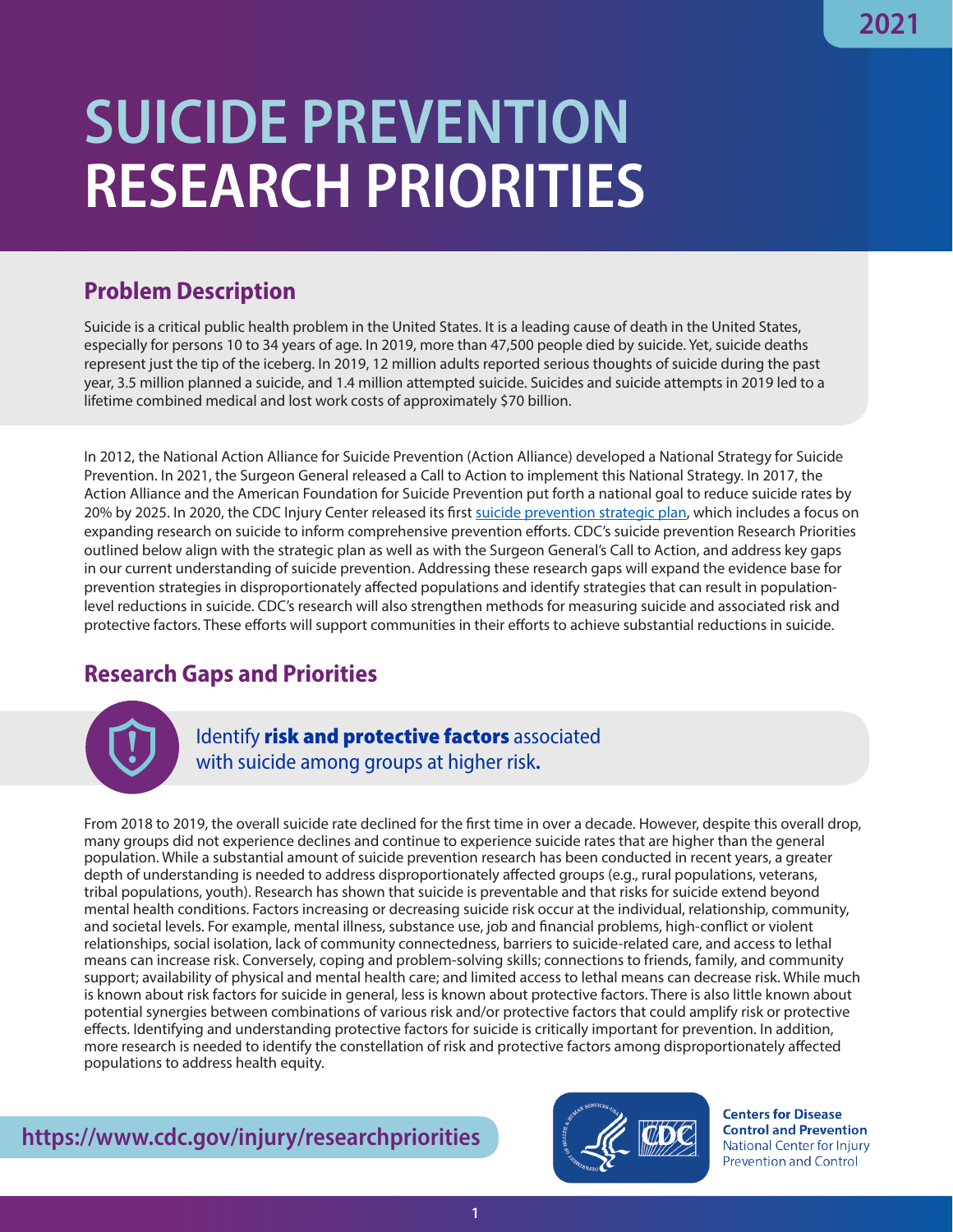2021

# SUICIDE PREVENTION RESEARCH PRIORITIES

## Problem Description

Suicide is a critical public health problem in the United States. It is a leading cause of death in the United States, especially for persons 10 to 34 years of age. In 2019, more than 47,500 people died by suicide. Yet, suicide deaths represent just the tip of the iceberg. In 2019, 12 million adults reported serious thoughts of suicide during the past year, 3.5 million planned a suicide, and 1.4 million attempted suicide. Suicides and suicide attempts in 2019 led to a lifetime combined medical and lost work costs of approximately $70 billion.

In 2012, the National Action Alliance for Suicide Prevention (Action Alliance) developed a National Strategy for Suicide Prevention. In 2021, the Surgeon General released a Call to Action to implement this National Strategy. In 2017, the Action Alliance and the American Foundation for Suicide Prevention put forth a national goal to reduce suicide rates by 20% by 2025. In 2020, the CDC Injury Center released its first suicide prevention strategic plan, which includes a focus on expanding research on suicide to inform comprehensive prevention efforts. CDC's suicide prevention Research Priorities outlined below align with the strategic plan as well as with the Surgeon General's Call to Action, and address key gaps in our current understanding of suicide prevention. Addressing these research gaps will expand the evidence base for prevention strategies in disproportionately affected populations and identify strategies that can result in population-level reductions in suicide. CDC's research will also strengthen methods for measuring suicide and associated risk and protective factors. These efforts will support communities in their efforts to achieve substantial reductions in suicide.

## Research Gaps and Priorities

### Identify **risk and protective factors** associated with suicide among groups at higher risk.

From 2018 to 2019, the overall suicide rate declined for the first time in over a decade. However, despite this overall drop, many groups did not experience declines and continue to experience suicide rates that are higher than the general population. While a substantial amount of suicide prevention research has been conducted in recent years, a greater depth of understanding is needed to address disproportionately affected groups (e.g., rural populations, veterans, tribal populations, youth). Research has shown that suicide is preventable and that risks for suicide extend beyond mental health conditions. Factors increasing or decreasing suicide risk occur at the individual, relationship, community, and societal levels. For example, mental illness, substance use, job and financial problems, high-conflict or violent relationships, social isolation, lack of community connectedness, barriers to suicide-related care, and access to lethal means can increase risk. Conversely, coping and problem-solving skills; connections to friends, family, and community support; availability of physical and mental health care; and limited access to lethal means can decrease risk. While much is known about risk factors for suicide in general, less is known about protective factors. There is also little known about potential synergies between combinations of various risk and/or protective factors that could amplify risk or protective effects. Identifying and understanding protective factors for suicide is critically important for prevention. In addition, more research is needed to identify the constellation of risk and protective factors among disproportionately affected populations to address health equity.

https://www.cdc.gov/injury/researchpriorities

Centers for Disease Control and Prevention
National Center for Injury Prevention and Control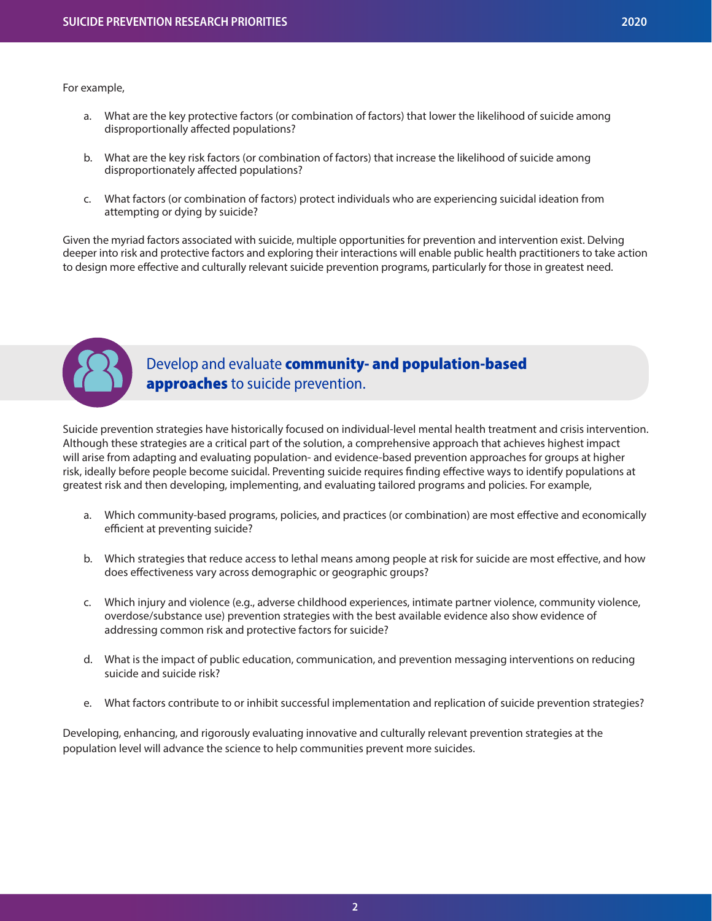For example,

a. What are the key protective factors (or combination of factors) that lower the likelihood of suicide among disproportionally affected populations?

b. What are the key risk factors (or combination of factors) that increase the likelihood of suicide among disproportionately affected populations?

c. What factors (or combination of factors) protect individuals who are experiencing suicidal ideation from attempting or dying by suicide?

Given the myriad factors associated with suicide, multiple opportunities for prevention and intervention exist. Delving deeper into risk and protective factors and exploring their interactions will enable public health practitioners to take action to design more effective and culturally relevant suicide prevention programs, particularly for those in greatest need.

## Develop and evaluate **community- and population-based approaches** to suicide prevention.

Suicide prevention strategies have historically focused on individual-level mental health treatment and crisis intervention. Although these strategies are a critical part of the solution, a comprehensive approach that achieves highest impact will arise from adapting and evaluating population- and evidence-based prevention approaches for groups at higher risk, ideally before people become suicidal. Preventing suicide requires finding effective ways to identify populations at greatest risk and then developing, implementing, and evaluating tailored programs and policies. For example,

a. Which community-based programs, policies, and practices (or combination) are most effective and economically efficient at preventing suicide?

b. Which strategies that reduce access to lethal means among people at risk for suicide are most effective, and how does effectiveness vary across demographic or geographic groups?

c. Which injury and violence (e.g., adverse childhood experiences, intimate partner violence, community violence, overdose/substance use) prevention strategies with the best available evidence also show evidence of addressing common risk and protective factors for suicide?

d. What is the impact of public education, communication, and prevention messaging interventions on reducing suicide and suicide risk?

e. What factors contribute to or inhibit successful implementation and replication of suicide prevention strategies?

Developing, enhancing, and rigorously evaluating innovative and culturally relevant prevention strategies at the population level will advance the science to help communities prevent more suicides.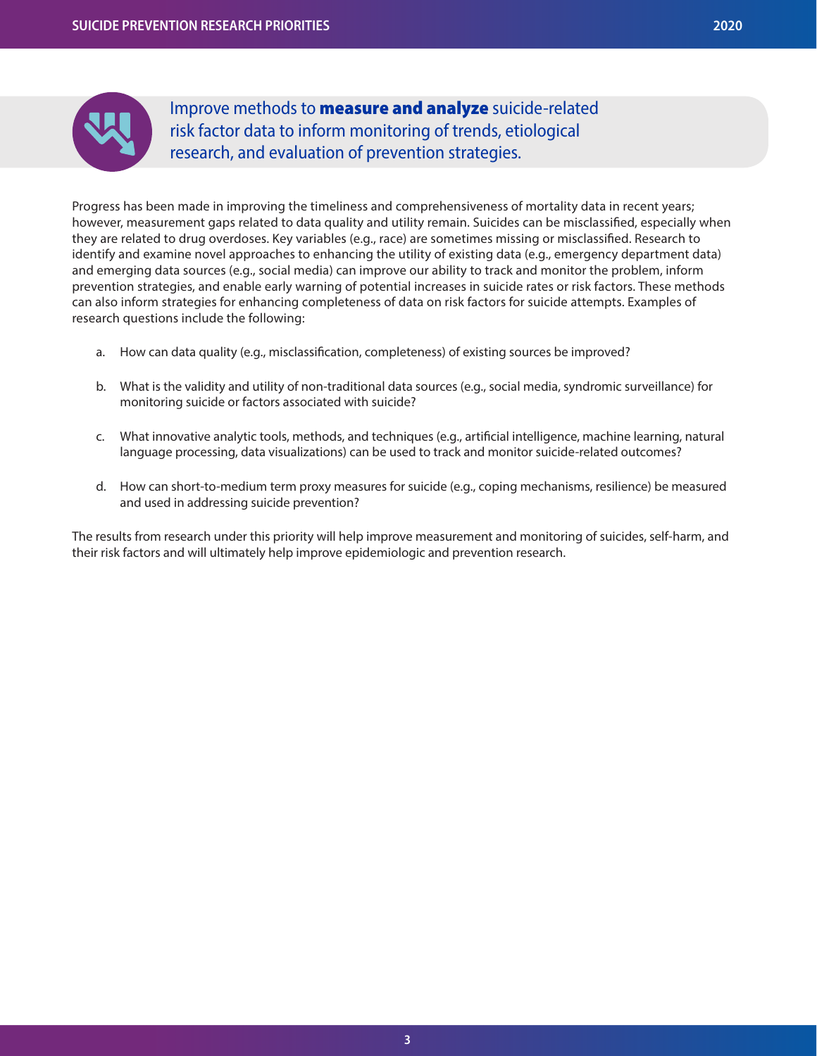## Improve methods to **measure and analyze** suicide-related risk factor data to inform monitoring of trends, etiological research, and evaluation of prevention strategies.

Progress has been made in improving the timeliness and comprehensiveness of mortality data in recent years; however, measurement gaps related to data quality and utility remain. Suicides can be misclassified, especially when they are related to drug overdoses. Key variables (e.g., race) are sometimes missing or misclassified. Research to identify and examine novel approaches to enhancing the utility of existing data (e.g., emergency department data) and emerging data sources (e.g., social media) can improve our ability to track and monitor the problem, inform prevention strategies, and enable early warning of potential increases in suicide rates or risk factors. These methods can also inform strategies for enhancing completeness of data on risk factors for suicide attempts. Examples of research questions include the following:

a. How can data quality (e.g., misclassification, completeness) of existing sources be improved?

b. What is the validity and utility of non-traditional data sources (e.g., social media, syndromic surveillance) for monitoring suicide or factors associated with suicide?

c. What innovative analytic tools, methods, and techniques (e.g., artificial intelligence, machine learning, natural language processing, data visualizations) can be used to track and monitor suicide-related outcomes?

d. How can short-to-medium term proxy measures for suicide (e.g., coping mechanisms, resilience) be measured and used in addressing suicide prevention?

The results from research under this priority will help improve measurement and monitoring of suicides, self-harm, and their risk factors and will ultimately help improve epidemiologic and prevention research.